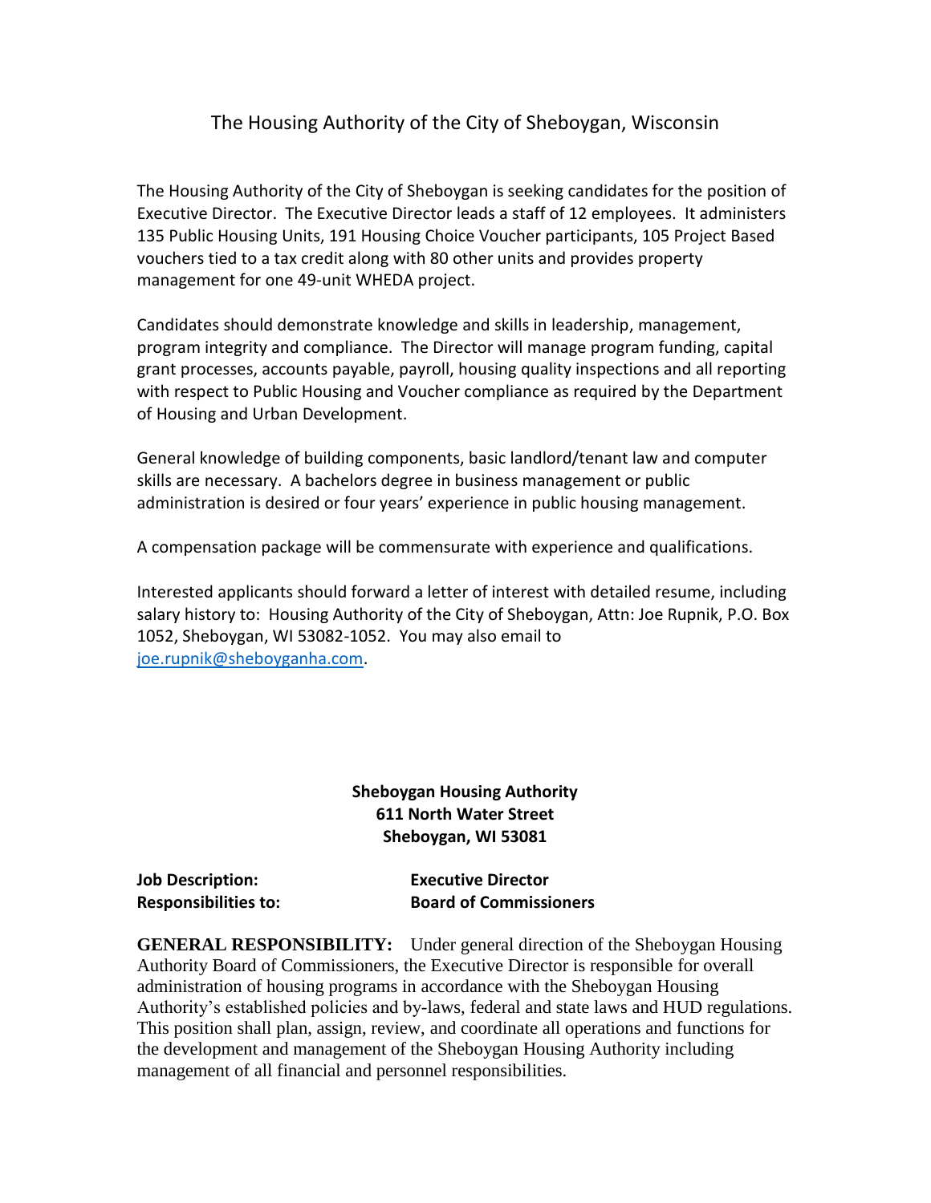# The Housing Authority of the City of Sheboygan, Wisconsin

The Housing Authority of the City of Sheboygan is seeking candidates for the position of Executive Director. The Executive Director leads a staff of 12 employees. It administers 135 Public Housing Units, 191 Housing Choice Voucher participants, 105 Project Based vouchers tied to a tax credit along with 80 other units and provides property management for one 49-unit WHEDA project.

Candidates should demonstrate knowledge and skills in leadership, management, program integrity and compliance. The Director will manage program funding, capital grant processes, accounts payable, payroll, housing quality inspections and all reporting with respect to Public Housing and Voucher compliance as required by the Department of Housing and Urban Development.

General knowledge of building components, basic landlord/tenant law and computer skills are necessary. A bachelors degree in business management or public administration is desired or four years' experience in public housing management.

A compensation package will be commensurate with experience and qualifications.

Interested applicants should forward a letter of interest with detailed resume, including salary history to: Housing Authority of the City of Sheboygan, Attn: Joe Rupnik, P.O. Box 1052, Sheboygan, WI 53082-1052. You may also email to joe.rupnik@sheboyganha.com.

**Sheboygan Housing Authority**
**611 North Water Street**
**Sheboygan, WI 53081**

**Job Description:** **Executive Director**
**Responsibilities to:** **Board of Commissioners**

**GENERAL RESPONSIBILITY:** Under general direction of the Sheboygan Housing Authority Board of Commissioners, the Executive Director is responsible for overall administration of housing programs in accordance with the Sheboygan Housing Authority's established policies and by-laws, federal and state laws and HUD regulations. This position shall plan, assign, review, and coordinate all operations and functions for the development and management of the Sheboygan Housing Authority including management of all financial and personnel responsibilities.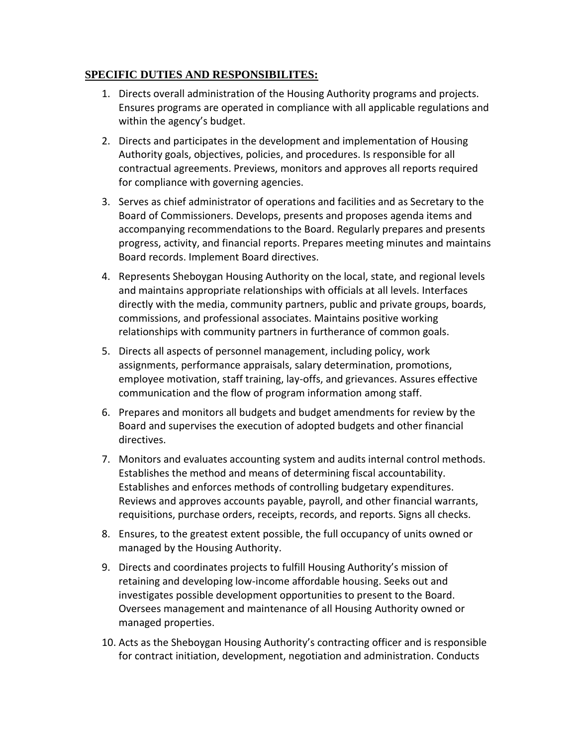**SPECIFIC DUTIES AND RESPONSIBILITES:**

1. Directs overall administration of the Housing Authority programs and projects. Ensures programs are operated in compliance with all applicable regulations and within the agency's budget.
2. Directs and participates in the development and implementation of Housing Authority goals, objectives, policies, and procedures. Is responsible for all contractual agreements. Previews, monitors and approves all reports required for compliance with governing agencies.
3. Serves as chief administrator of operations and facilities and as Secretary to the Board of Commissioners. Develops, presents and proposes agenda items and accompanying recommendations to the Board. Regularly prepares and presents progress, activity, and financial reports. Prepares meeting minutes and maintains Board records. Implement Board directives.
4. Represents Sheboygan Housing Authority on the local, state, and regional levels and maintains appropriate relationships with officials at all levels. Interfaces directly with the media, community partners, public and private groups, boards, commissions, and professional associates. Maintains positive working relationships with community partners in furtherance of common goals.
5. Directs all aspects of personnel management, including policy, work assignments, performance appraisals, salary determination, promotions, employee motivation, staff training, lay-offs, and grievances. Assures effective communication and the flow of program information among staff.
6. Prepares and monitors all budgets and budget amendments for review by the Board and supervises the execution of adopted budgets and other financial directives.
7. Monitors and evaluates accounting system and audits internal control methods. Establishes the method and means of determining fiscal accountability. Establishes and enforces methods of controlling budgetary expenditures. Reviews and approves accounts payable, payroll, and other financial warrants, requisitions, purchase orders, receipts, records, and reports. Signs all checks.
8. Ensures, to the greatest extent possible, the full occupancy of units owned or managed by the Housing Authority.
9. Directs and coordinates projects to fulfill Housing Authority's mission of retaining and developing low-income affordable housing. Seeks out and investigates possible development opportunities to present to the Board. Oversees management and maintenance of all Housing Authority owned or managed properties.
10. Acts as the Sheboygan Housing Authority's contracting officer and is responsible for contract initiation, development, negotiation and administration. Conducts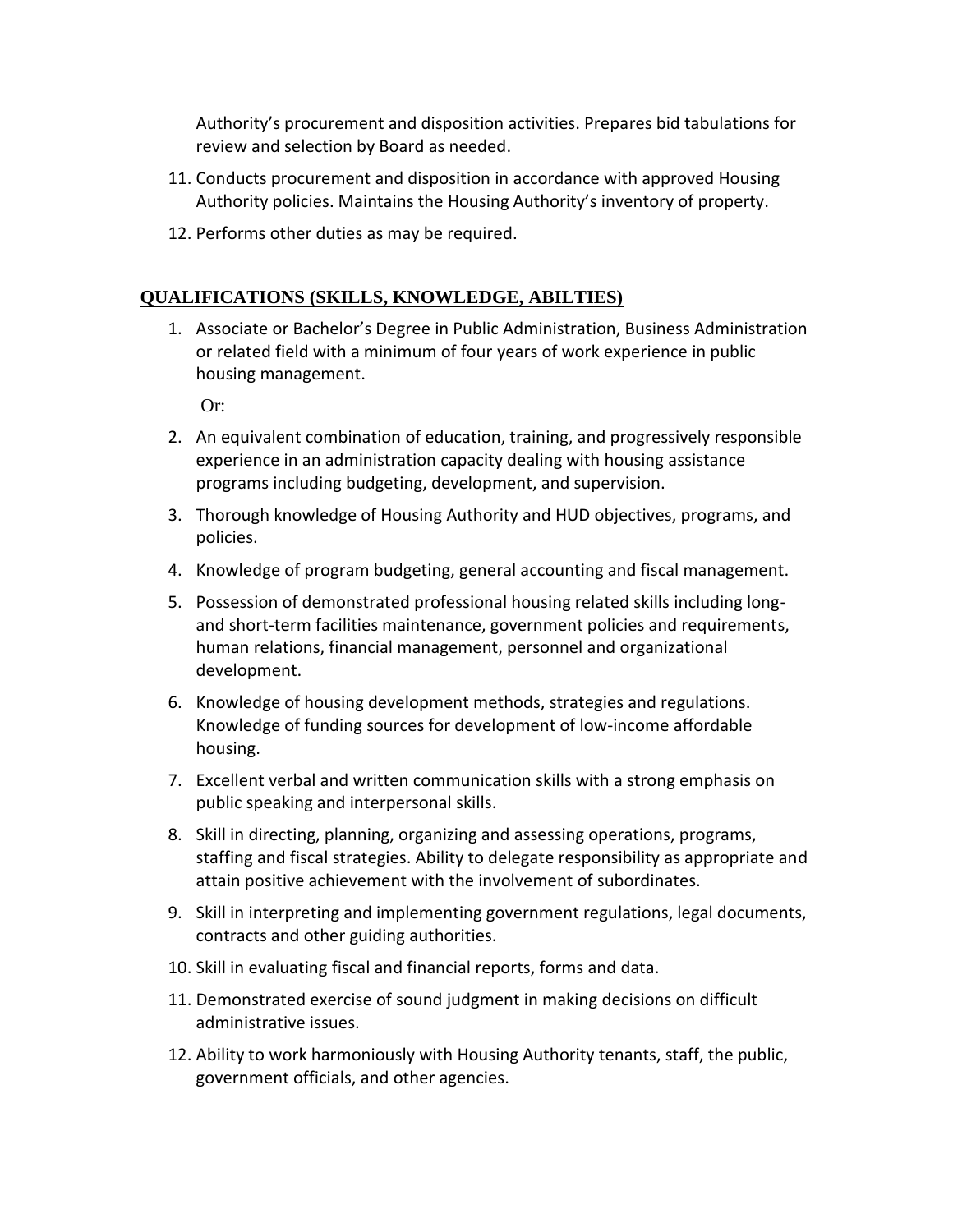Authority's procurement and disposition activities. Prepares bid tabulations for review and selection by Board as needed.

11. Conducts procurement and disposition in accordance with approved Housing Authority policies. Maintains the Housing Authority's inventory of property.
12. Performs other duties as may be required.

## QUALIFICATIONS (SKILLS, KNOWLEDGE, ABILTIES)

1. Associate or Bachelor's Degree in Public Administration, Business Administration or related field with a minimum of four years of work experience in public housing management.

   Or:

2. An equivalent combination of education, training, and progressively responsible experience in an administration capacity dealing with housing assistance programs including budgeting, development, and supervision.
3. Thorough knowledge of Housing Authority and HUD objectives, programs, and policies.
4. Knowledge of program budgeting, general accounting and fiscal management.
5. Possession of demonstrated professional housing related skills including long- and short-term facilities maintenance, government policies and requirements, human relations, financial management, personnel and organizational development.
6. Knowledge of housing development methods, strategies and regulations. Knowledge of funding sources for development of low-income affordable housing.
7. Excellent verbal and written communication skills with a strong emphasis on public speaking and interpersonal skills.
8. Skill in directing, planning, organizing and assessing operations, programs, staffing and fiscal strategies. Ability to delegate responsibility as appropriate and attain positive achievement with the involvement of subordinates.
9. Skill in interpreting and implementing government regulations, legal documents, contracts and other guiding authorities.
10. Skill in evaluating fiscal and financial reports, forms and data.
11. Demonstrated exercise of sound judgment in making decisions on difficult administrative issues.
12. Ability to work harmoniously with Housing Authority tenants, staff, the public, government officials, and other agencies.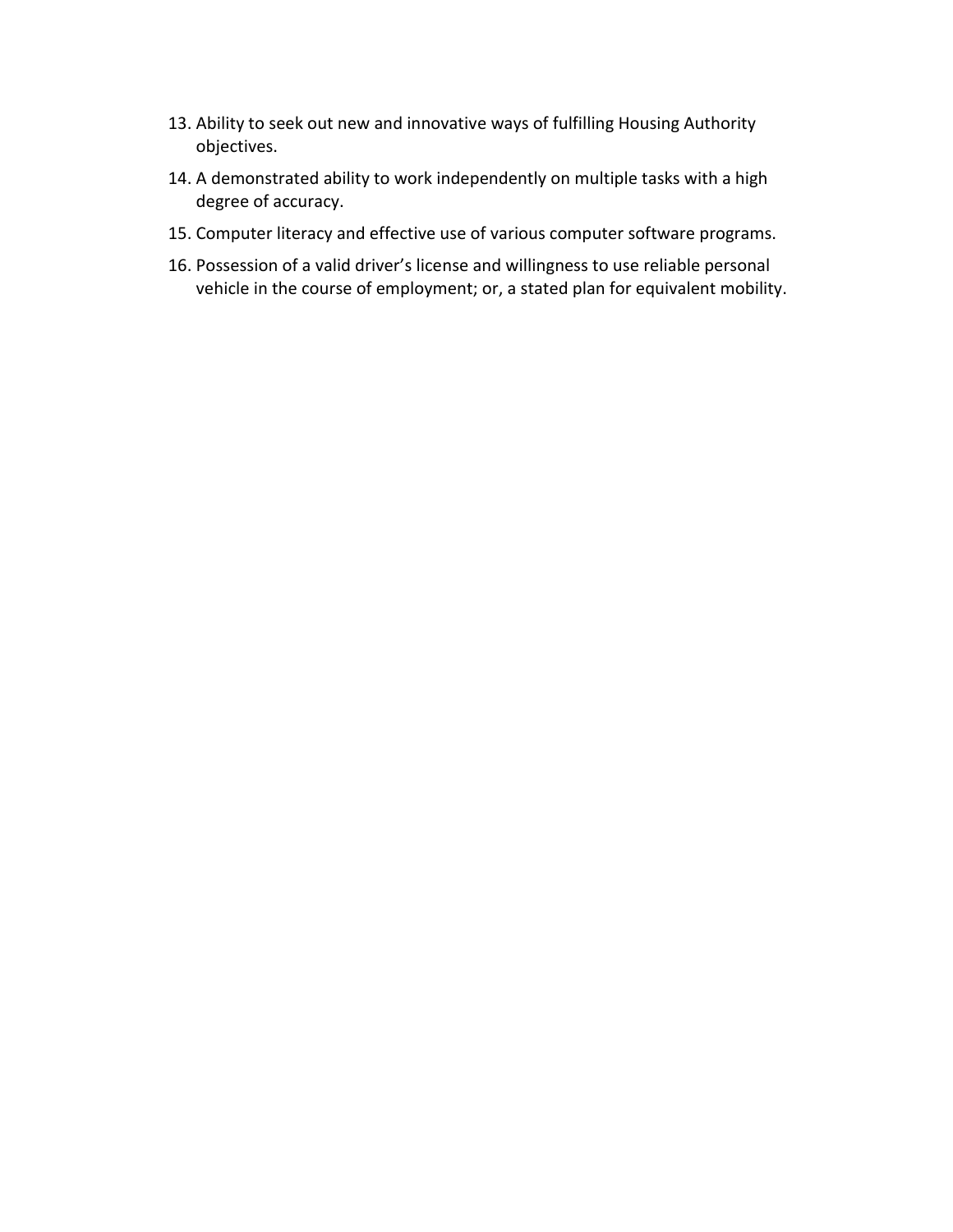13. Ability to seek out new and innovative ways of fulfilling Housing Authority objectives.
14. A demonstrated ability to work independently on multiple tasks with a high degree of accuracy.
15. Computer literacy and effective use of various computer software programs.
16. Possession of a valid driver's license and willingness to use reliable personal vehicle in the course of employment; or, a stated plan for equivalent mobility.